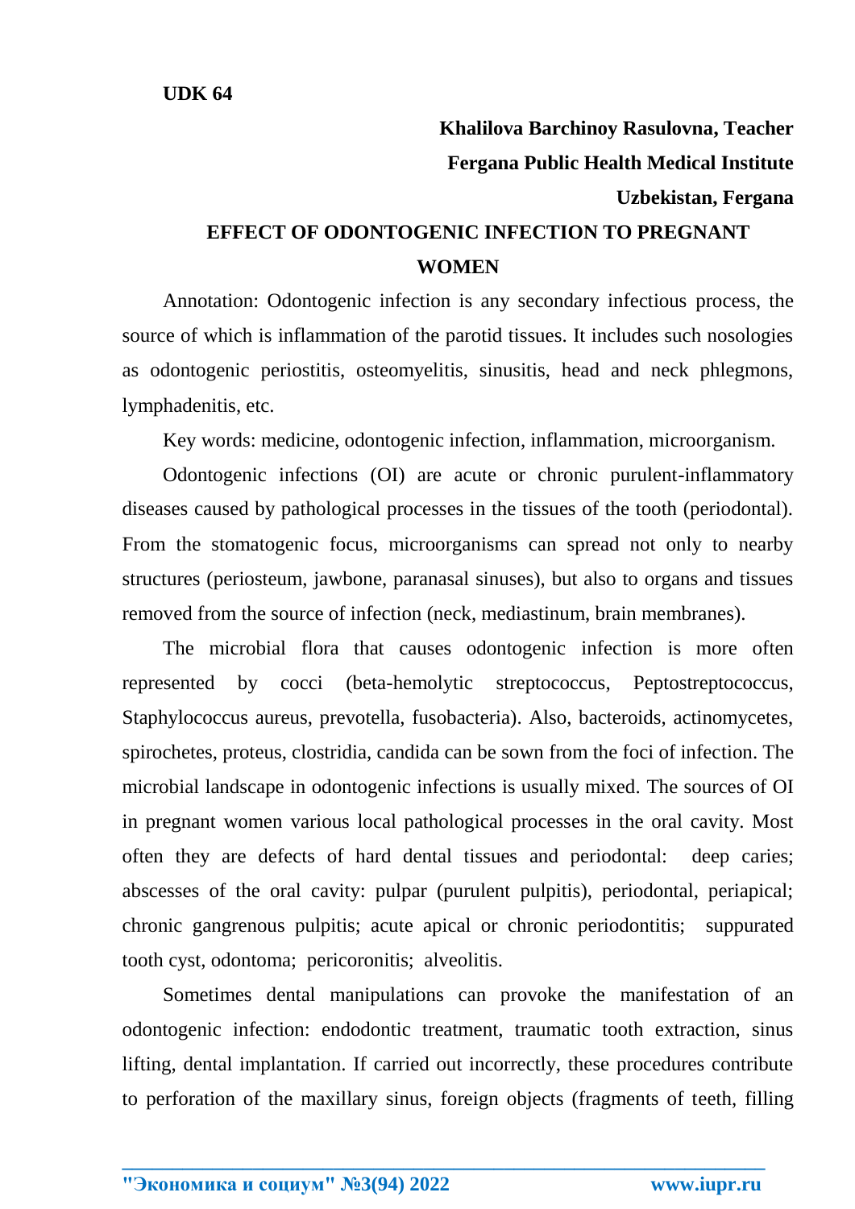**UDK 64**

**Khalilova Barchinoy Rasulovna, Teacher**

**Fergana Public Health Medical Institute**

**Uzbekistan, Fergana**

# EFFECT OF ODONTOGENIC INFECTION TO PREGNANT WOMEN

Annotation: Odontogenic infection is any secondary infectious process, the source of which is inflammation of the parotid tissues. It includes such nosologies as odontogenic periostitis, osteomyelitis, sinusitis, head and neck phlegmons, lymphadenitis, etc.

Key words: medicine, odontogenic infection, inflammation, microorganism.

Odontogenic infections (OI) are acute or chronic purulent-inflammatory diseases caused by pathological processes in the tissues of the tooth (periodontal). From the stomatogenic focus, microorganisms can spread not only to nearby structures (periosteum, jawbone, paranasal sinuses), but also to organs and tissues removed from the source of infection (neck, mediastinum, brain membranes).

The microbial flora that causes odontogenic infection is more often represented by cocci (beta-hemolytic streptococcus, Peptostreptococcus, Staphylococcus aureus, prevotella, fusobacteria). Also, bacteroids, actinomycetes, spirochetes, proteus, clostridia, candida can be sown from the foci of infection. The microbial landscape in odontogenic infections is usually mixed. The sources of OI in pregnant women various local pathological processes in the oral cavity. Most often they are defects of hard dental tissues and periodontal: deep caries; abscesses of the oral cavity: pulpar (purulent pulpitis), periodontal, periapical; chronic gangrenous pulpitis; acute apical or chronic periodontitis; suppurated tooth cyst, odontoma; pericoronitis; alveolitis.

Sometimes dental manipulations can provoke the manifestation of an odontogenic infection: endodontic treatment, traumatic tooth extraction, sinus lifting, dental implantation. If carried out incorrectly, these procedures contribute to perforation of the maxillary sinus, foreign objects (fragments of teeth, filling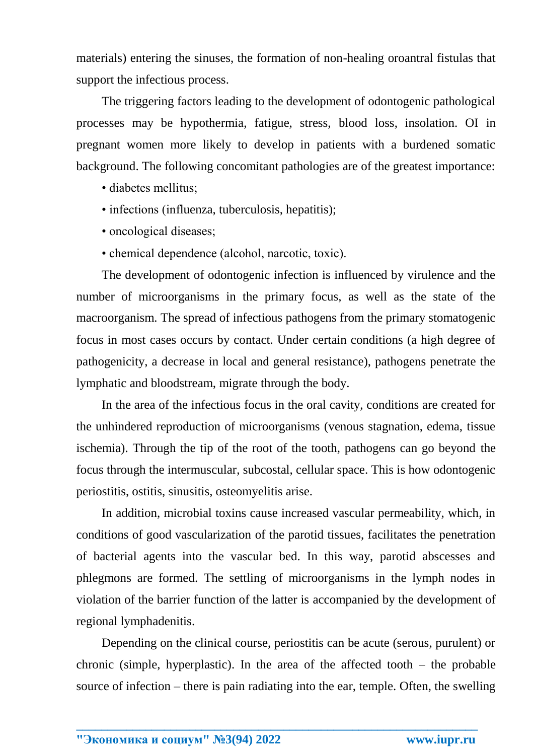materials) entering the sinuses, the formation of non-healing oroantral fistulas that support the infectious process.

The triggering factors leading to the development of odontogenic pathological processes may be hypothermia, fatigue, stress, blood loss, insolation. OI in pregnant women more likely to develop in patients with a burdened somatic background. The following concomitant pathologies are of the greatest importance:

- diabetes mellitus;
- infections (influenza, tuberculosis, hepatitis);
- oncological diseases;
- chemical dependence (alcohol, narcotic, toxic).

The development of odontogenic infection is influenced by virulence and the number of microorganisms in the primary focus, as well as the state of the macroorganism. The spread of infectious pathogens from the primary stomatogenic focus in most cases occurs by contact. Under certain conditions (a high degree of pathogenicity, a decrease in local and general resistance), pathogens penetrate the lymphatic and bloodstream, migrate through the body.

In the area of the infectious focus in the oral cavity, conditions are created for the unhindered reproduction of microorganisms (venous stagnation, edema, tissue ischemia). Through the tip of the root of the tooth, pathogens can go beyond the focus through the intermuscular, subcostal, cellular space. This is how odontogenic periostitis, ostitis, sinusitis, osteomyelitis arise.

In addition, microbial toxins cause increased vascular permeability, which, in conditions of good vascularization of the parotid tissues, facilitates the penetration of bacterial agents into the vascular bed. In this way, parotid abscesses and phlegmons are formed. The settling of microorganisms in the lymph nodes in violation of the barrier function of the latter is accompanied by the development of regional lymphadenitis.

Depending on the clinical course, periostitis can be acute (serous, purulent) or chronic (simple, hyperplastic). In the area of the affected tooth – the probable source of infection – there is pain radiating into the ear, temple. Often, the swelling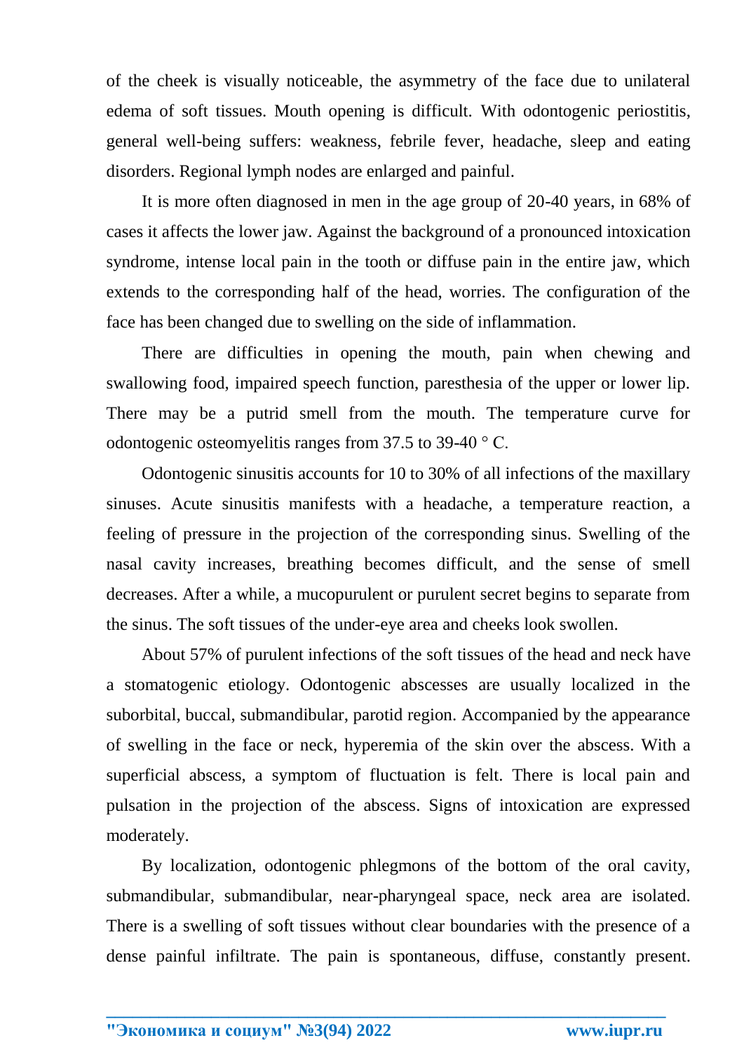of the cheek is visually noticeable, the asymmetry of the face due to unilateral edema of soft tissues. Mouth opening is difficult. With odontogenic periostitis, general well-being suffers: weakness, febrile fever, headache, sleep and eating disorders. Regional lymph nodes are enlarged and painful.

It is more often diagnosed in men in the age group of 20-40 years, in 68% of cases it affects the lower jaw. Against the background of a pronounced intoxication syndrome, intense local pain in the tooth or diffuse pain in the entire jaw, which extends to the corresponding half of the head, worries. The configuration of the face has been changed due to swelling on the side of inflammation.

There are difficulties in opening the mouth, pain when chewing and swallowing food, impaired speech function, paresthesia of the upper or lower lip. There may be a putrid smell from the mouth. The temperature curve for odontogenic osteomyelitis ranges from 37.5 to 39-40 ° C.

Odontogenic sinusitis accounts for 10 to 30% of all infections of the maxillary sinuses. Acute sinusitis manifests with a headache, a temperature reaction, a feeling of pressure in the projection of the corresponding sinus. Swelling of the nasal cavity increases, breathing becomes difficult, and the sense of smell decreases. After a while, a mucopurulent or purulent secret begins to separate from the sinus. The soft tissues of the under-eye area and cheeks look swollen.

About 57% of purulent infections of the soft tissues of the head and neck have a stomatogenic etiology. Odontogenic abscesses are usually localized in the suborbital, buccal, submandibular, parotid region. Accompanied by the appearance of swelling in the face or neck, hyperemia of the skin over the abscess. With a superficial abscess, a symptom of fluctuation is felt. There is local pain and pulsation in the projection of the abscess. Signs of intoxication are expressed moderately.

By localization, odontogenic phlegmons of the bottom of the oral cavity, submandibular, submandibular, near-pharyngeal space, neck area are isolated. There is a swelling of soft tissues without clear boundaries with the presence of a dense painful infiltrate. The pain is spontaneous, diffuse, constantly present.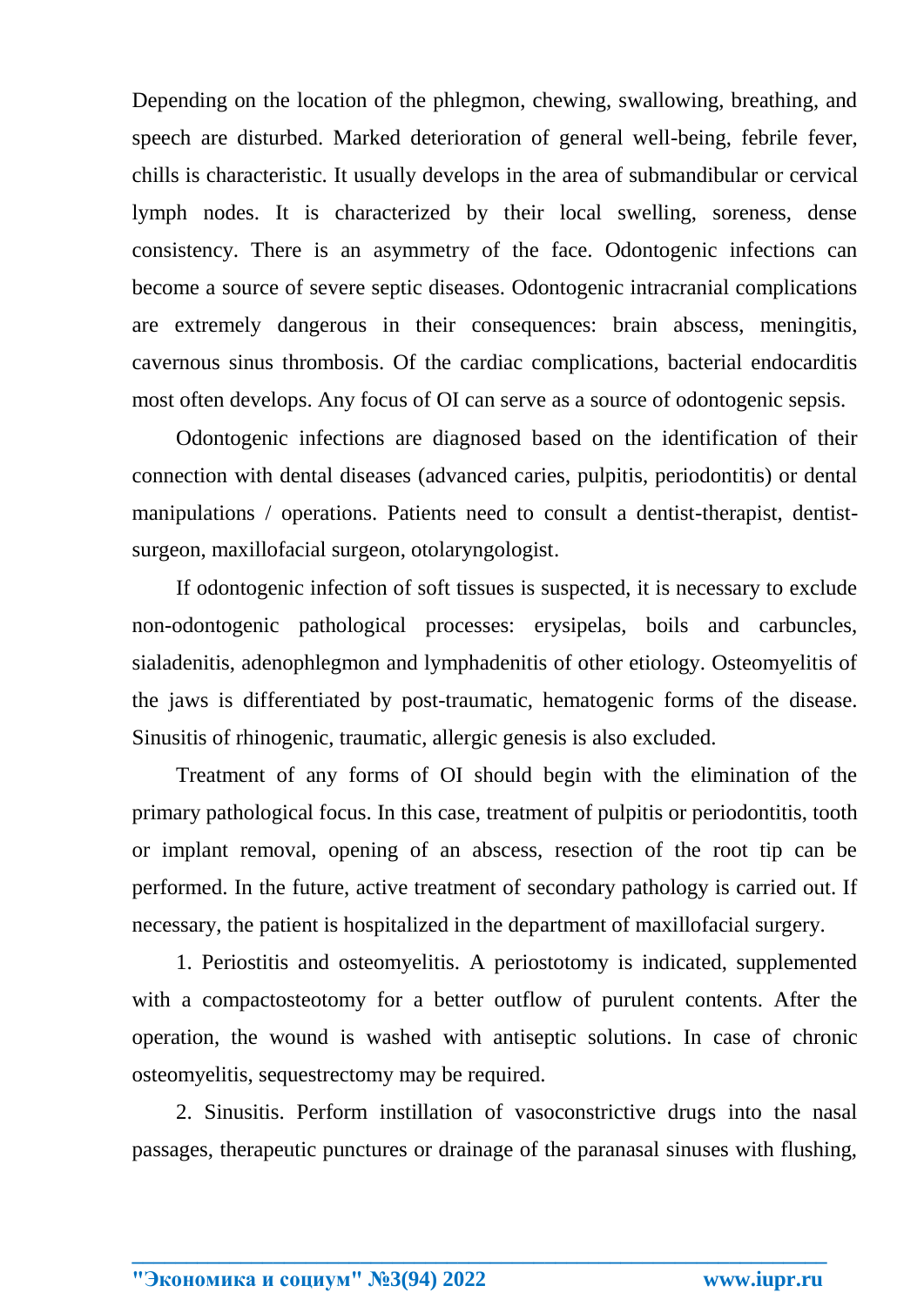Depending on the location of the phlegmon, chewing, swallowing, breathing, and speech are disturbed. Marked deterioration of general well-being, febrile fever, chills is characteristic. It usually develops in the area of submandibular or cervical lymph nodes. It is characterized by their local swelling, soreness, dense consistency. There is an asymmetry of the face. Odontogenic infections can become a source of severe septic diseases. Odontogenic intracranial complications are extremely dangerous in their consequences: brain abscess, meningitis, cavernous sinus thrombosis. Of the cardiac complications, bacterial endocarditis most often develops. Any focus of OI can serve as a source of odontogenic sepsis.

Odontogenic infections are diagnosed based on the identification of their connection with dental diseases (advanced caries, pulpitis, periodontitis) or dental manipulations / operations. Patients need to consult a dentist-therapist, dentist-surgeon, maxillofacial surgeon, otolaryngologist.

If odontogenic infection of soft tissues is suspected, it is necessary to exclude non-odontogenic pathological processes: erysipelas, boils and carbuncles, sialadenitis, adenophlegmon and lymphadenitis of other etiology. Osteomyelitis of the jaws is differentiated by post-traumatic, hematogenic forms of the disease. Sinusitis of rhinogenic, traumatic, allergic genesis is also excluded.

Treatment of any forms of OI should begin with the elimination of the primary pathological focus. In this case, treatment of pulpitis or periodontitis, tooth or implant removal, opening of an abscess, resection of the root tip can be performed. In the future, active treatment of secondary pathology is carried out. If necessary, the patient is hospitalized in the department of maxillofacial surgery.

1. Periostitis and osteomyelitis. A periostotomy is indicated, supplemented with a compactosteotomy for a better outflow of purulent contents. After the operation, the wound is washed with antiseptic solutions. In case of chronic osteomyelitis, sequestrectomy may be required.

2. Sinusitis. Perform instillation of vasoconstrictive drugs into the nasal passages, therapeutic punctures or drainage of the paranasal sinuses with flushing,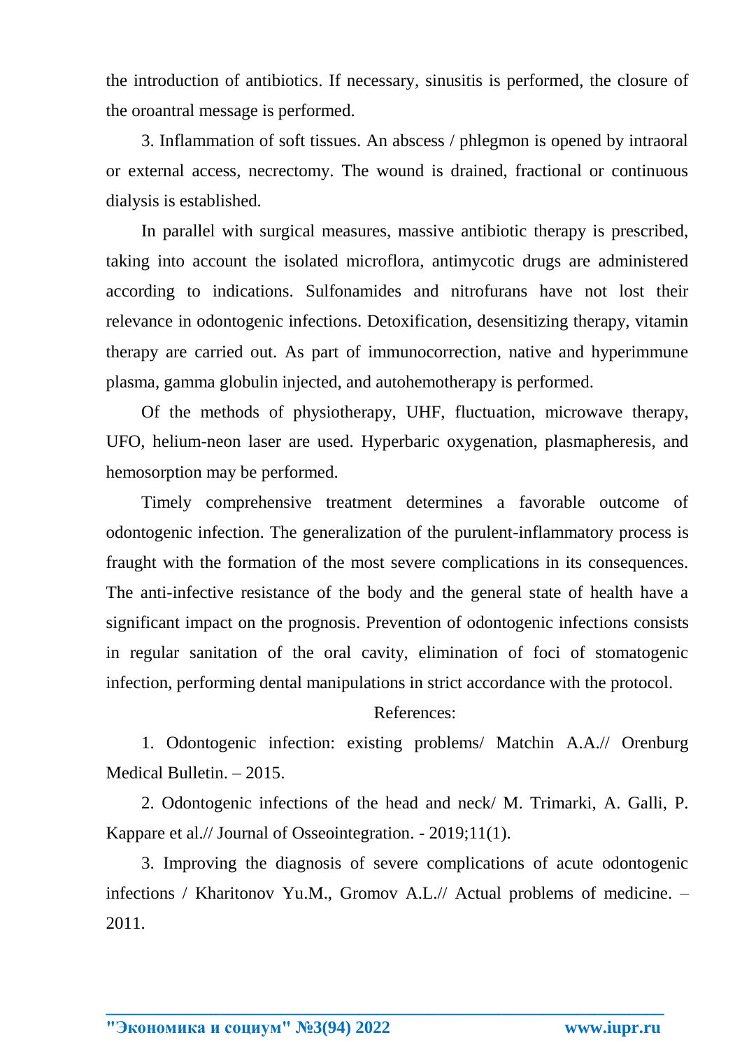the introduction of antibiotics. If necessary, sinusitis is performed, the closure of the oroantral message is performed.

3. Inflammation of soft tissues. An abscess / phlegmon is opened by intraoral or external access, necrectomy. The wound is drained, fractional or continuous dialysis is established.

In parallel with surgical measures, massive antibiotic therapy is prescribed, taking into account the isolated microflora, antimycotic drugs are administered according to indications. Sulfonamides and nitrofurans have not lost their relevance in odontogenic infections. Detoxification, desensitizing therapy, vitamin therapy are carried out. As part of immunocorrection, native and hyperimmune plasma, gamma globulin injected, and autohemotherapy is performed.

Of the methods of physiotherapy, UHF, fluctuation, microwave therapy, UFO, helium-neon laser are used. Hyperbaric oxygenation, plasmapheresis, and hemosorption may be performed.

Timely comprehensive treatment determines a favorable outcome of odontogenic infection. The generalization of the purulent-inflammatory process is fraught with the formation of the most severe complications in its consequences. The anti-infective resistance of the body and the general state of health have a significant impact on the prognosis. Prevention of odontogenic infections consists in regular sanitation of the oral cavity, elimination of foci of stomatogenic infection, performing dental manipulations in strict accordance with the protocol.

References:

1. Odontogenic infection: existing problems/ Matchin A.A.// Orenburg Medical Bulletin. – 2015.

2. Odontogenic infections of the head and neck/ M. Trimarki, A. Galli, P. Kappare et al.// Journal of Osseointegration. - 2019;11(1).

3. Improving the diagnosis of severe complications of acute odontogenic infections / Kharitonov Yu.M., Gromov A.L.// Actual problems of medicine. – 2011.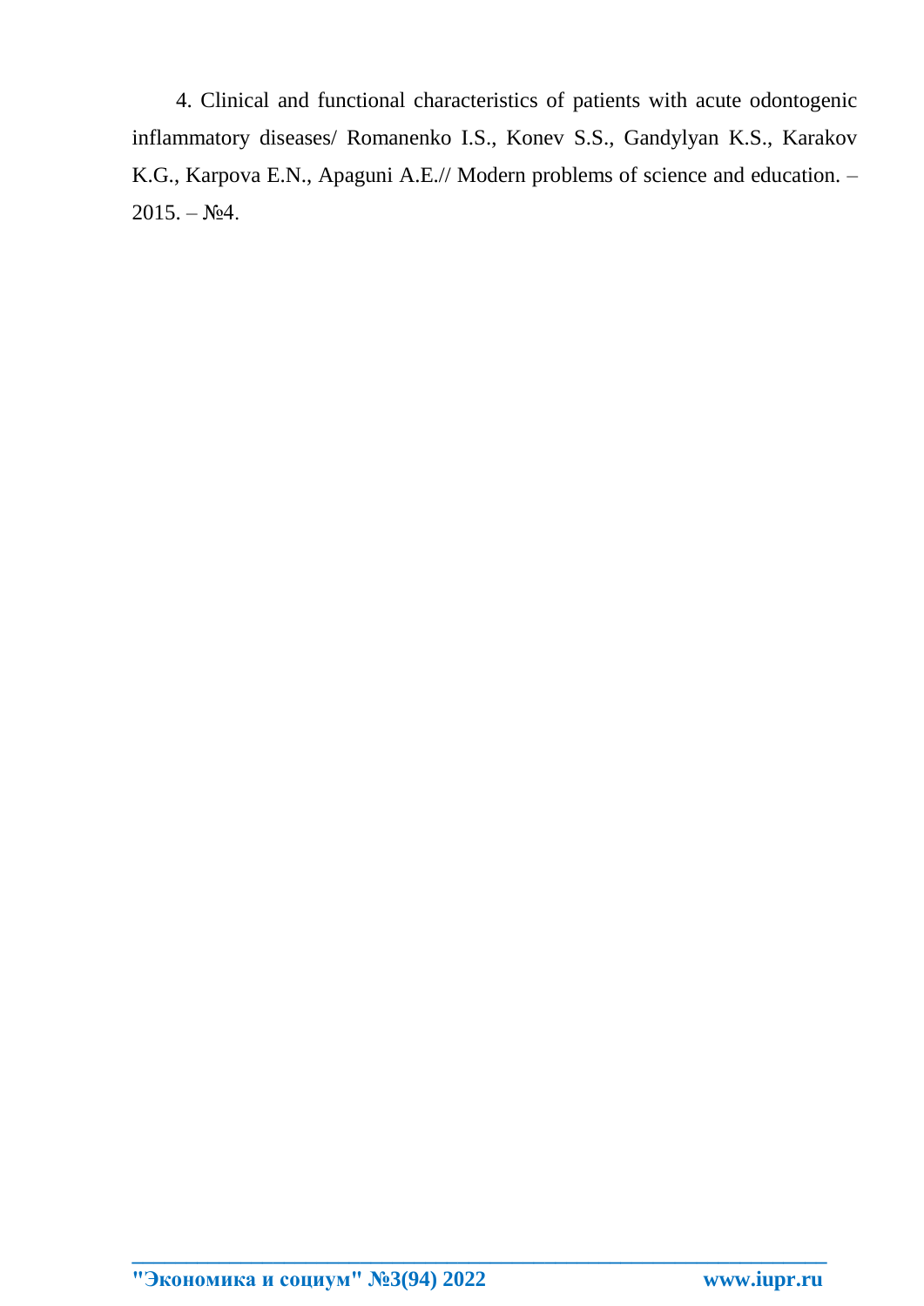4. Clinical and functional characteristics of patients with acute odontogenic inflammatory diseases/ Romanenko I.S., Konev S.S., Gandylyan K.S., Karakov K.G., Karpova E.N., Apaguni A.E.// Modern problems of science and education. – 2015. – №4.